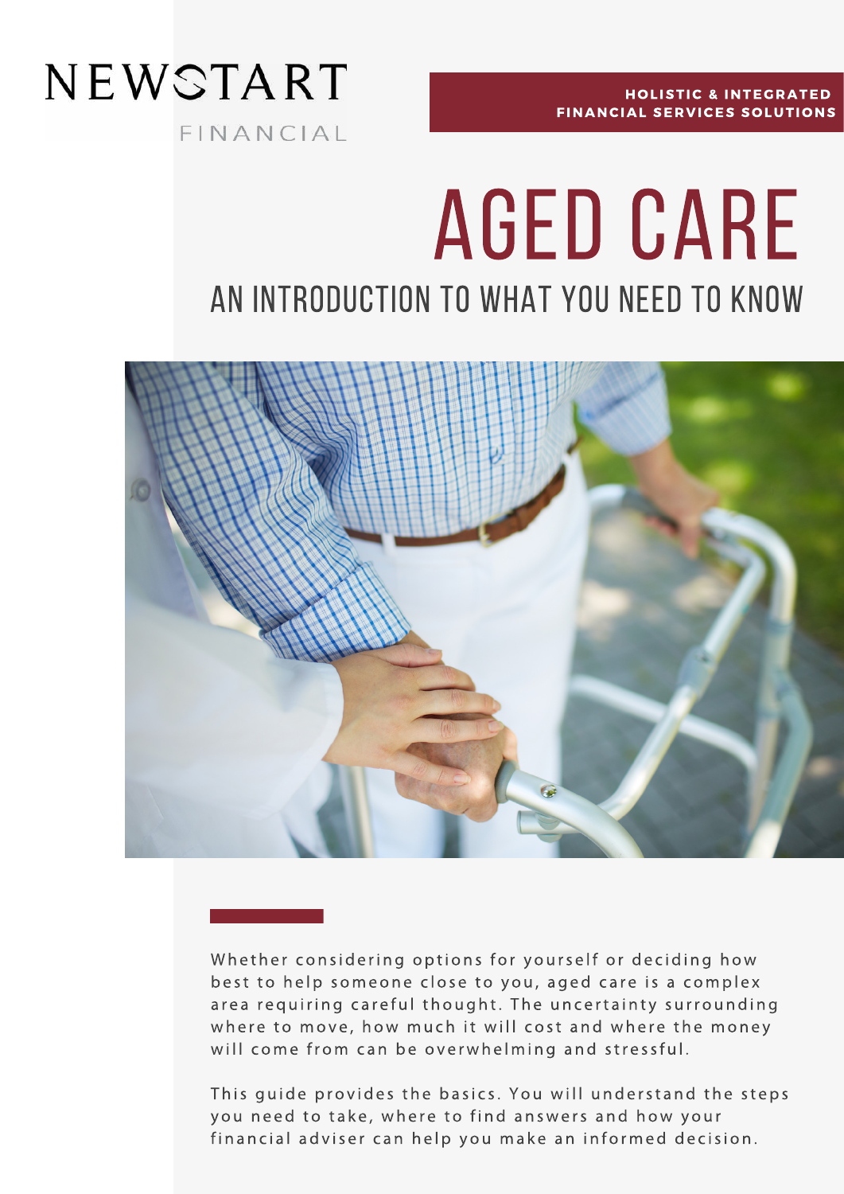NEWSTART

FINANCIAL

**HOLISTIC & INTEGRATED FINANCIAL SERVICES SOLUTIONS**

# AGED CARE

## AN INTRODUCTION TO WHAT YOU NEED TO KNOW

Whether considering options for yourself or deciding how best to help someone close to you, aged care is a complex area requiring careful thought. The uncertainty surrounding where to move, how much it will cost and where the money will come from can be overwhelming and stressful.

This guide provides the basics. You will understand the steps you need to take, where to find answers and how your financial adviser can help you make an informed decision.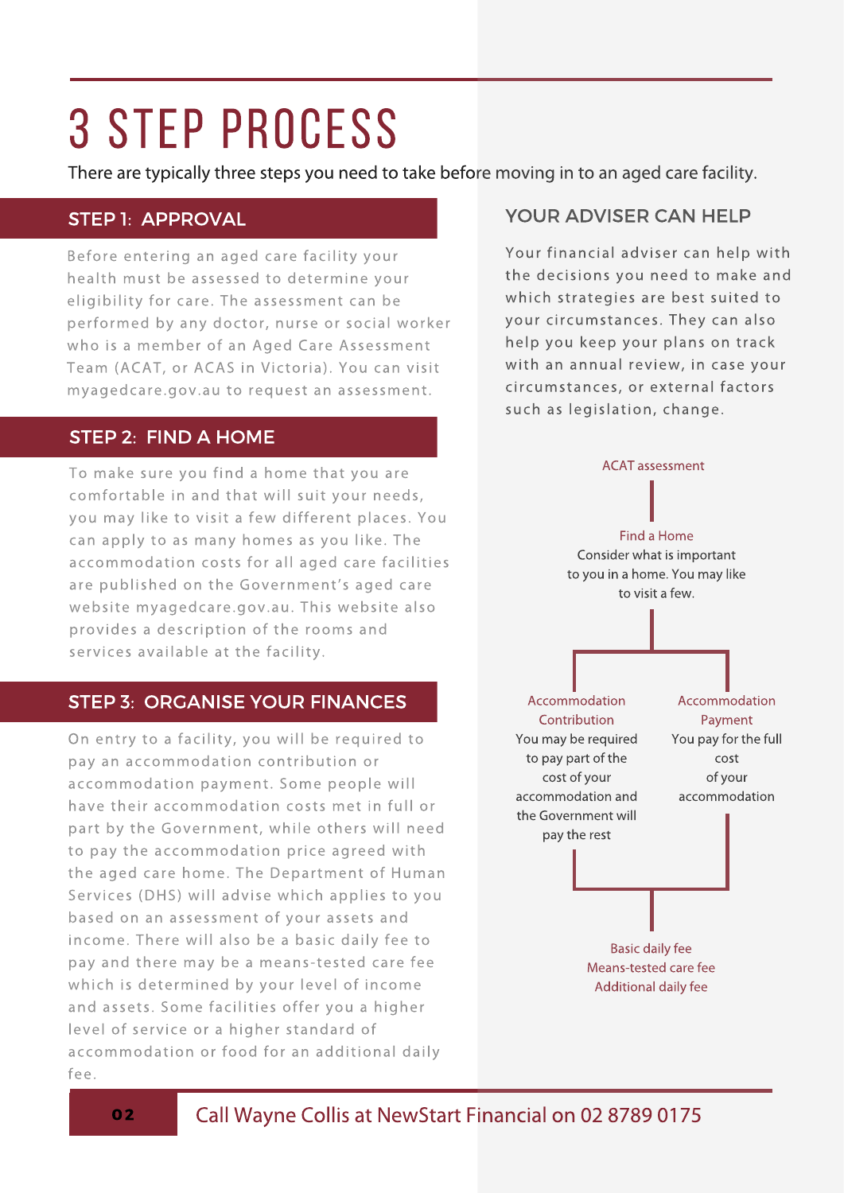# 3 STEP PROCESS

There are typically three steps you need to take before moving in to an aged care facility.

## STEP 1: APPROVAL

Before entering an aged care facility your health must be assessed to determine your eligibility for care. The assessment can be performed by any doctor, nurse or social worker who is a member of an Aged Care Assessment Team (ACAT, or ACAS in Victoria). You can visit myagedcare.gov.au to request an assessment.

## STEP 2: FIND A HOME

To make sure you find a home that you are comfortable in and that will suit your needs, you may like to visit a few different places. You can apply to as many homes as you like. The accommodation costs for all aged care facilities are published on the Government's aged care website myagedcare.gov.au. This website also provides a description of the rooms and services available at the facility.

## STEP 3: ORGANISE YOUR FINANCES

On entry to a facility, you will be required to pay an accommodation contribution or accommodation payment. Some people will have their accommodation costs met in full or part by the Government, while others will need to pay the accommodation price agreed with the aged care home. The Department of Human Services (DHS) will advise which applies to you based on an assessment of your assets and income. There will also be a basic daily fee to pay and there may be a means-tested care fee which is determined by your level of income and assets. Some facilities offer you a higher level of service or a higher standard of accommodation or food for an additional daily fee.

## YOUR ADVISER CAN HELP

Your financial adviser can help with the decisions you need to make and which strategies are best suited to your circumstances. They can also help you keep your plans on track with an annual review, in case your circumstances, or external factors such as legislation, change.

ACAT assessment

Find a Home
Consider what is important to you in a home. You may like to visit a few.

Accommodation Contribution
You may be required to pay part of the cost of your accommodation and the Government will pay the rest

Accommodation Payment
You pay for the full cost of your accommodation

Basic daily fee
Means-tested care fee
Additional daily fee

Call Wayne Collis at NewStart Financial on 02 8789 0175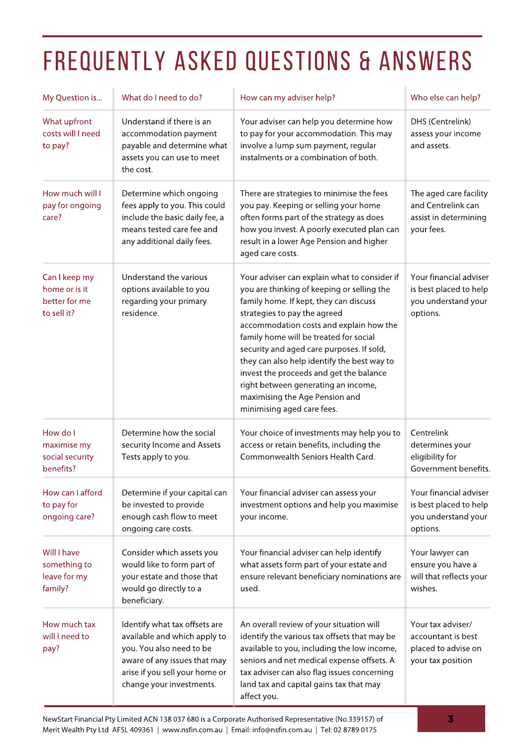# FREQUENTLY ASKED QUESTIONS & ANSWERS

| My Question is... | What do I need to do? | How can my adviser help? | Who else can help? |
|---|---|---|---|
| What upfront costs will I need to pay? | Understand if there is an accommodation payment payable and determine what assets you can use to meet the cost. | Your adviser can help you determine how to pay for your accommodation. This may involve a lump sum payment, regular instalments or a combination of both. | DHS (Centrelink) assess your income and assets. |
| How much will I pay for ongoing care? | Determine which ongoing fees apply to you. This could include the basic daily fee, a means tested care fee and any additional daily fees. | There are strategies to minimise the fees you pay. Keeping or selling your home often forms part of the strategy as does how you invest. A poorly executed plan can result in a lower Age Pension and higher aged care costs. | The aged care facility and Centrelink can assist in determining your fees. |
| Can I keep my home or is it better for me to sell it? | Understand the various options available to you regarding your primary residence. | Your adviser can explain what to consider if you are thinking of keeping or selling the family home. If kept, they can discuss strategies to pay the agreed accommodation costs and explain how the family home will be treated for social security and aged care purposes. If sold, they can also help identify the best way to invest the proceeds and get the balance right between generating an income, maximising the Age Pension and minimising aged care fees. | Your financial adviser is best placed to help you understand your options. |
| How do I maximise my social security benefits? | Determine how the social security Income and Assets Tests apply to you. | Your choice of investments may help you to access or retain benefits, including the Commonwealth Seniors Health Card. | Centrelink determines your eligibility for Government benefits. |
| How can I afford to pay for ongoing care? | Determine if your capital can be invested to provide enough cash flow to meet ongoing care costs. | Your financial adviser can assess your investment options and help you maximise your income. | Your financial adviser is best placed to help you understand your options. |
| Will I have something to leave for my family? | Consider which assets you would like to form part of your estate and those that would go directly to a beneficiary. | Your financial adviser can help identify what assets form part of your estate and ensure relevant beneficiary nominations are used. | Your lawyer can ensure you have a will that reflects your wishes. |
| How much tax will I need to pay? | Identify what tax offsets are available and which apply to you. You also need to be aware of any issues that may arise if you sell your home or change your investments. | An overall review of your situation will identify the various tax offsets that may be available to you, including the low income, seniors and net medical expense offsets. A tax adviser can also flag issues concerning land tax and capital gains tax that may affect you. | Your tax adviser/ accountant is best placed to advise on your tax position |

NewStart Financial Pty Limited ACN 138 037 680 is a Corporate Authorised Representative (No.339157) of Merit Wealth Pty Ltd AFSL 409361 | www.nsfin.com.au | Email: info@nsfin.com.au | Tel: 02 8789 0175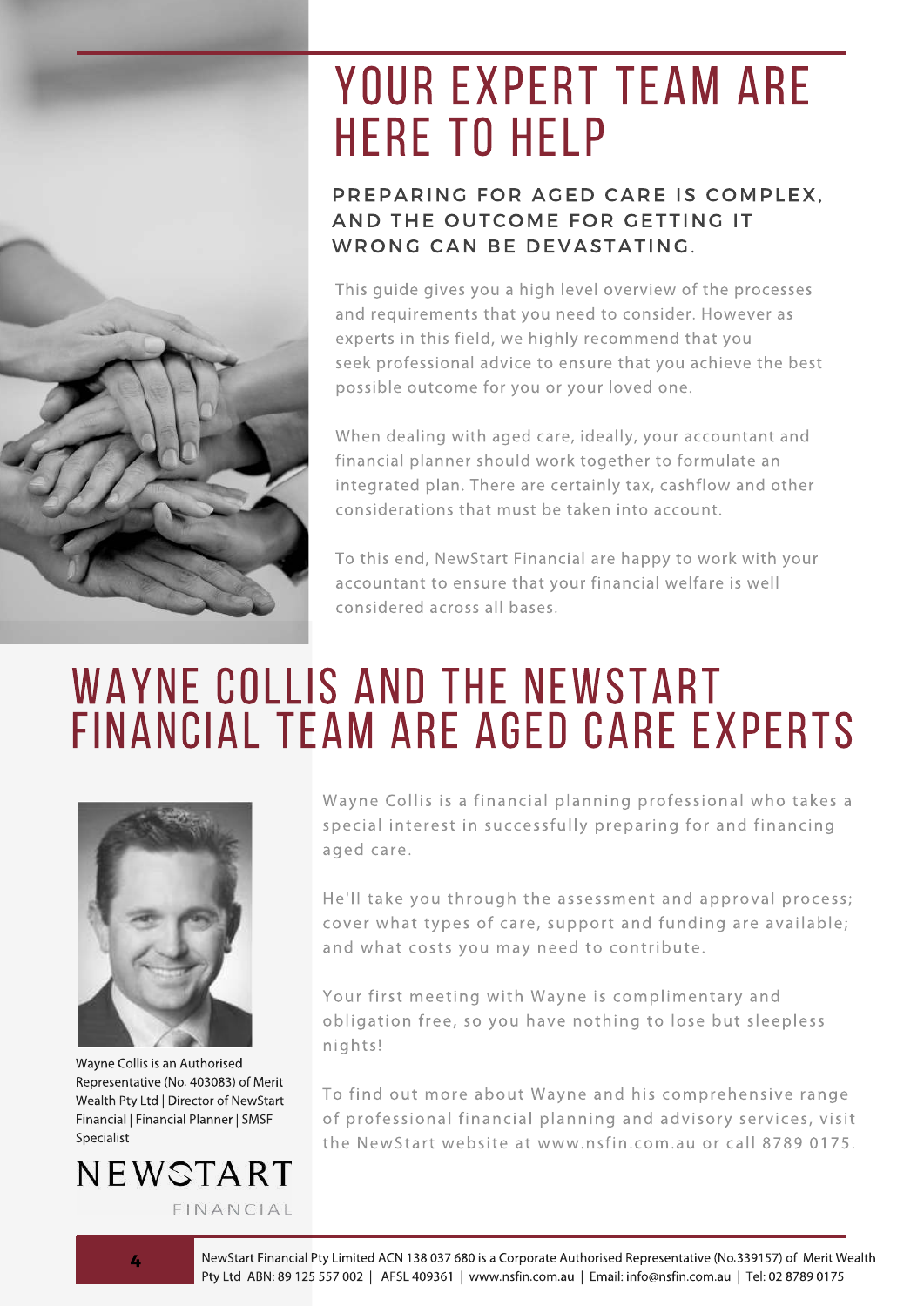# YOUR EXPERT TEAM ARE HERE TO HELP

### PREPARING FOR AGED CARE IS COMPLEX, AND THE OUTCOME FOR GETTING IT WRONG CAN BE DEVASTATING.

This guide gives you a high level overview of the processes and requirements that you need to consider. However as experts in this field, we highly recommend that you seek professional advice to ensure that you achieve the best possible outcome for you or your loved one.

When dealing with aged care, ideally, your accountant and financial planner should work together to formulate an integrated plan. There are certainly tax, cashflow and other considerations that must be taken into account.

To this end, NewStart Financial are happy to work with your accountant to ensure that your financial welfare is well considered across all bases.

# WAYNE COLLIS AND THE NEWSTART FINANCIAL TEAM ARE AGED CARE EXPERTS

Wayne Collis is an Authorised Representative (No. 403083) of Merit Wealth Pty Ltd | Director of NewStart Financial | Financial Planner | SMSF Specialist

NEWSTART FINANCIAL

Wayne Collis is a financial planning professional who takes a special interest in successfully preparing for and financing aged care.

He'll take you through the assessment and approval process; cover what types of care, support and funding are available; and what costs you may need to contribute.

Your first meeting with Wayne is complimentary and obligation free, so you have nothing to lose but sleepless nights!

To find out more about Wayne and his comprehensive range of professional financial planning and advisory services, visit the NewStart website at www.nsfin.com.au or call 8789 0175.

NewStart Financial Pty Limited ACN 138 037 680 is a Corporate Authorised Representative (No.339157) of Merit Wealth Pty Ltd ABN: 89 125 557 002 | AFSL 409361 | www.nsfin.com.au | Email: info@nsfin.com.au | Tel: 02 8789 0175